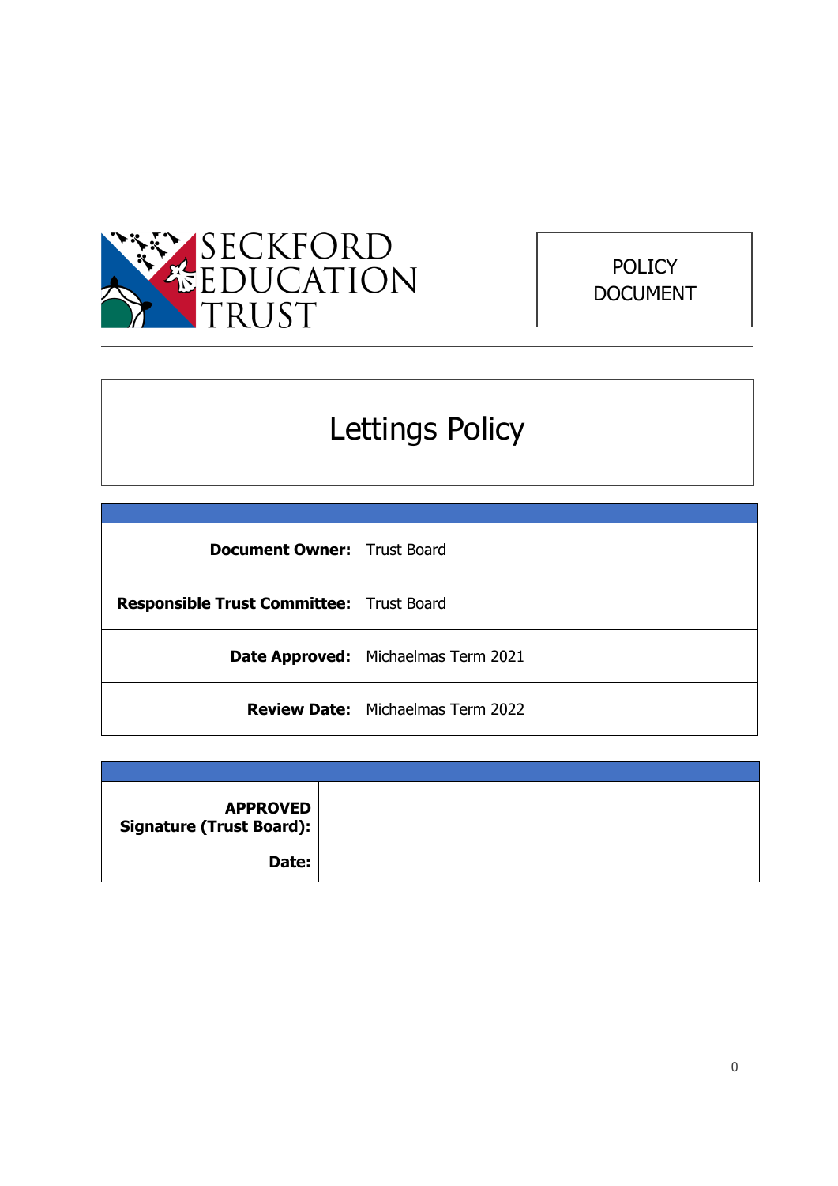SECKFORD EDUCATION TRUST

POLICY DOCUMENT

# Lettings Policy

| | |
|---|---|
| **Document Owner:** | Trust Board |
| **Responsible Trust Committee:** | Trust Board |
| **Date Approved:** | Michaelmas Term 2021 |
| **Review Date:** | Michaelmas Term 2022 |

| | |
|---|---|
| **APPROVED Signature (Trust Board):** <br> **Date:** | |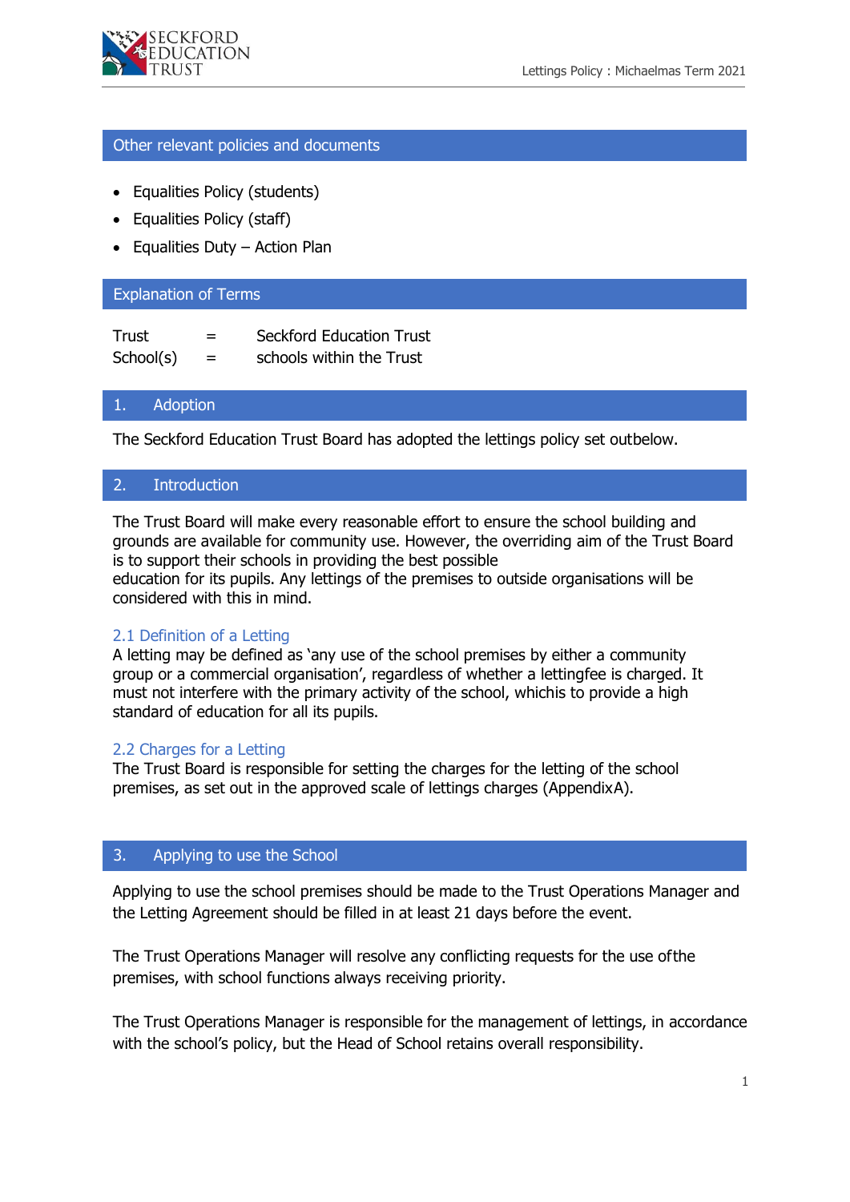## Other relevant policies and documents

- Equalities Policy (students)
- Equalities Policy (staff)
- Equalities Duty – Action Plan

## Explanation of Terms

Trust = Seckford Education Trust
School(s) = schools within the Trust

## 1. Adoption

The Seckford Education Trust Board has adopted the lettings policy set outbelow.

## 2. Introduction

The Trust Board will make every reasonable effort to ensure the school building and grounds are available for community use. However, the overriding aim of the Trust Board is to support their schools in providing the best possible education for its pupils. Any lettings of the premises to outside organisations will be considered with this in mind.

### 2.1 Definition of a Letting

A letting may be defined as 'any use of the school premises by either a community group or a commercial organisation', regardless of whether a lettingfee is charged. It must not interfere with the primary activity of the school, whichis to provide a high standard of education for all its pupils.

### 2.2 Charges for a Letting

The Trust Board is responsible for setting the charges for the letting of the school premises, as set out in the approved scale of lettings charges (AppendixA).

## 3. Applying to use the School

Applying to use the school premises should be made to the Trust Operations Manager and the Letting Agreement should be filled in at least 21 days before the event.

The Trust Operations Manager will resolve any conflicting requests for the use ofthe premises, with school functions always receiving priority.

The Trust Operations Manager is responsible for the management of lettings, in accordance with the school's policy, but the Head of School retains overall responsibility.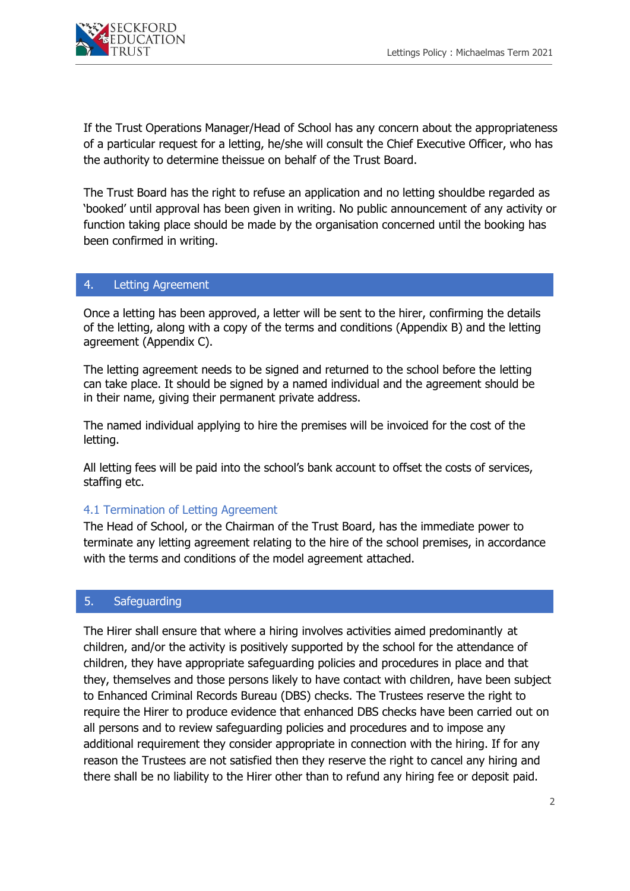If the Trust Operations Manager/Head of School has any concern about the appropriateness of a particular request for a letting, he/she will consult the Chief Executive Officer, who has the authority to determine theissue on behalf of the Trust Board.

The Trust Board has the right to refuse an application and no letting shouldbe regarded as 'booked' until approval has been given in writing. No public announcement of any activity or function taking place should be made by the organisation concerned until the booking has been confirmed in writing.

## 4. Letting Agreement

Once a letting has been approved, a letter will be sent to the hirer, confirming the details of the letting, along with a copy of the terms and conditions (Appendix B) and the letting agreement (Appendix C).

The letting agreement needs to be signed and returned to the school before the letting can take place. It should be signed by a named individual and the agreement should be in their name, giving their permanent private address.

The named individual applying to hire the premises will be invoiced for the cost of the letting.

All letting fees will be paid into the school's bank account to offset the costs of services, staffing etc.

### 4.1 Termination of Letting Agreement

The Head of School, or the Chairman of the Trust Board, has the immediate power to terminate any letting agreement relating to the hire of the school premises, in accordance with the terms and conditions of the model agreement attached.

## 5. Safeguarding

The Hirer shall ensure that where a hiring involves activities aimed predominantly at children, and/or the activity is positively supported by the school for the attendance of children, they have appropriate safeguarding policies and procedures in place and that they, themselves and those persons likely to have contact with children, have been subject to Enhanced Criminal Records Bureau (DBS) checks. The Trustees reserve the right to require the Hirer to produce evidence that enhanced DBS checks have been carried out on all persons and to review safeguarding policies and procedures and to impose any additional requirement they consider appropriate in connection with the hiring. If for any reason the Trustees are not satisfied then they reserve the right to cancel any hiring and there shall be no liability to the Hirer other than to refund any hiring fee or deposit paid.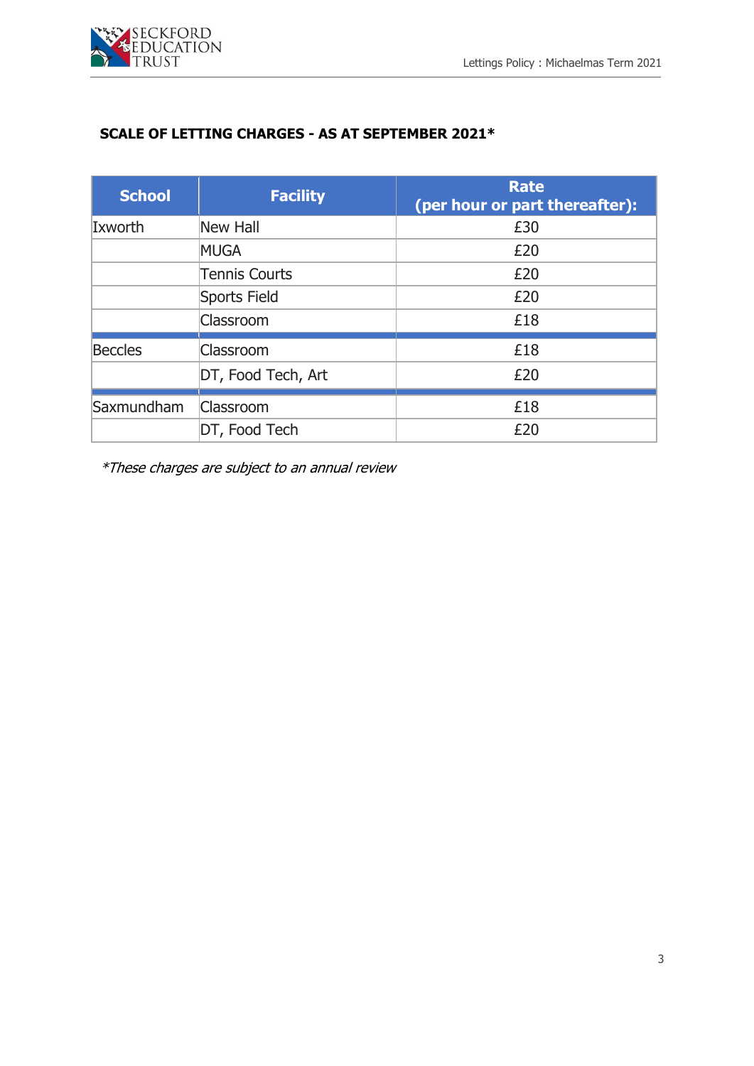## SCALE OF LETTING CHARGES - AS AT SEPTEMBER 2021*

| School | Facility | Rate (per hour or part thereafter): |
|---|---|---|
| Ixworth | New Hall | £30 |
| | MUGA | £20 |
| | Tennis Courts | £20 |
| | Sports Field | £20 |
| | Classroom | £18 |
| Beccles | Classroom | £18 |
| | DT, Food Tech, Art | £20 |
| Saxmundham | Classroom | £18 |
| | DT, Food Tech | £20 |

*These charges are subject to an annual review*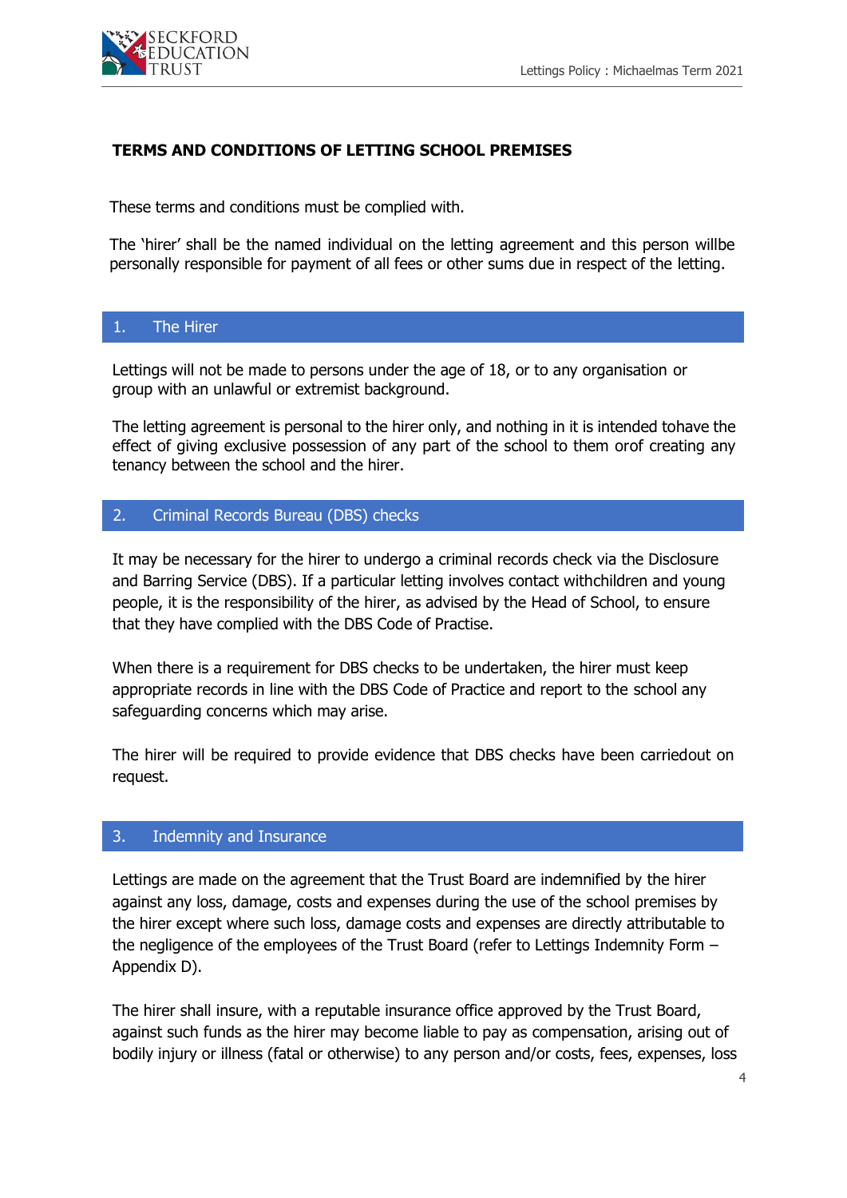## TERMS AND CONDITIONS OF LETTING SCHOOL PREMISES

These terms and conditions must be complied with.

The 'hirer' shall be the named individual on the letting agreement and this person willbe personally responsible for payment of all fees or other sums due in respect of the letting.

### 1. The Hirer

Lettings will not be made to persons under the age of 18, or to any organisation or group with an unlawful or extremist background.

The letting agreement is personal to the hirer only, and nothing in it is intended tohave the effect of giving exclusive possession of any part of the school to them orof creating any tenancy between the school and the hirer.

### 2. Criminal Records Bureau (DBS) checks

It may be necessary for the hirer to undergo a criminal records check via the Disclosure and Barring Service (DBS). If a particular letting involves contact withchildren and young people, it is the responsibility of the hirer, as advised by the Head of School, to ensure that they have complied with the DBS Code of Practise.

When there is a requirement for DBS checks to be undertaken, the hirer must keep appropriate records in line with the DBS Code of Practice and report to the school any safeguarding concerns which may arise.

The hirer will be required to provide evidence that DBS checks have been carriedout on request.

### 3. Indemnity and Insurance

Lettings are made on the agreement that the Trust Board are indemnified by the hirer against any loss, damage, costs and expenses during the use of the school premises by the hirer except where such loss, damage costs and expenses are directly attributable to the negligence of the employees of the Trust Board (refer to Lettings Indemnity Form – Appendix D).

The hirer shall insure, with a reputable insurance office approved by the Trust Board, against such funds as the hirer may become liable to pay as compensation, arising out of bodily injury or illness (fatal or otherwise) to any person and/or costs, fees, expenses, loss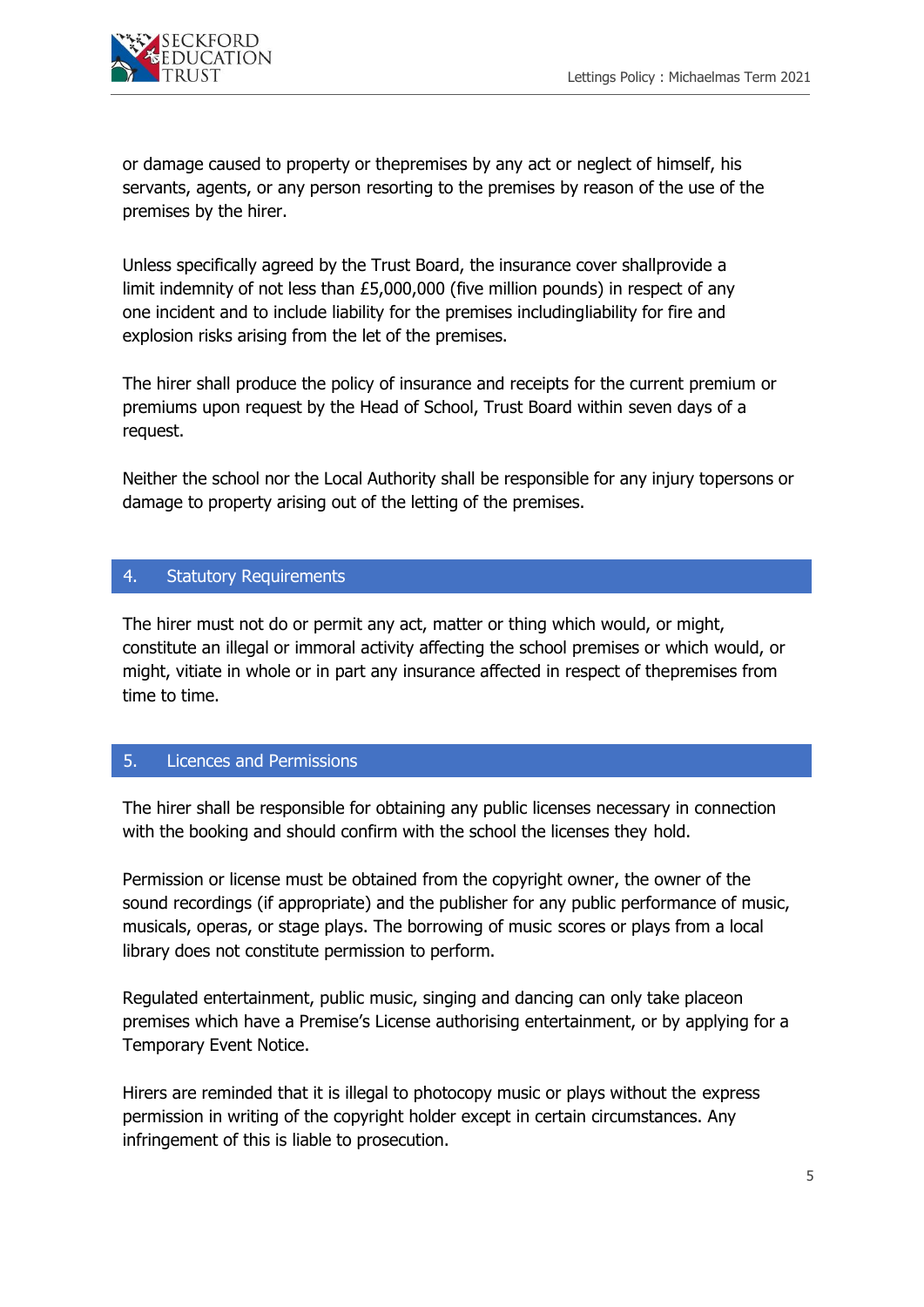or damage caused to property or thepremises by any act or neglect of himself, his servants, agents, or any person resorting to the premises by reason of the use of the premises by the hirer.

Unless specifically agreed by the Trust Board, the insurance cover shallprovide a limit indemnity of not less than £5,000,000 (five million pounds) in respect of any one incident and to include liability for the premises includingliability for fire and explosion risks arising from the let of the premises.

The hirer shall produce the policy of insurance and receipts for the current premium or premiums upon request by the Head of School, Trust Board within seven days of a request.

Neither the school nor the Local Authority shall be responsible for any injury topersons or damage to property arising out of the letting of the premises.

## 4. Statutory Requirements

The hirer must not do or permit any act, matter or thing which would, or might, constitute an illegal or immoral activity affecting the school premises or which would, or might, vitiate in whole or in part any insurance affected in respect of thepremises from time to time.

## 5. Licences and Permissions

The hirer shall be responsible for obtaining any public licenses necessary in connection with the booking and should confirm with the school the licenses they hold.

Permission or license must be obtained from the copyright owner, the owner of the sound recordings (if appropriate) and the publisher for any public performance of music, musicals, operas, or stage plays. The borrowing of music scores or plays from a local library does not constitute permission to perform.

Regulated entertainment, public music, singing and dancing can only take placeon premises which have a Premise's License authorising entertainment, or by applying for a Temporary Event Notice.

Hirers are reminded that it is illegal to photocopy music or plays without the express permission in writing of the copyright holder except in certain circumstances. Any infringement of this is liable to prosecution.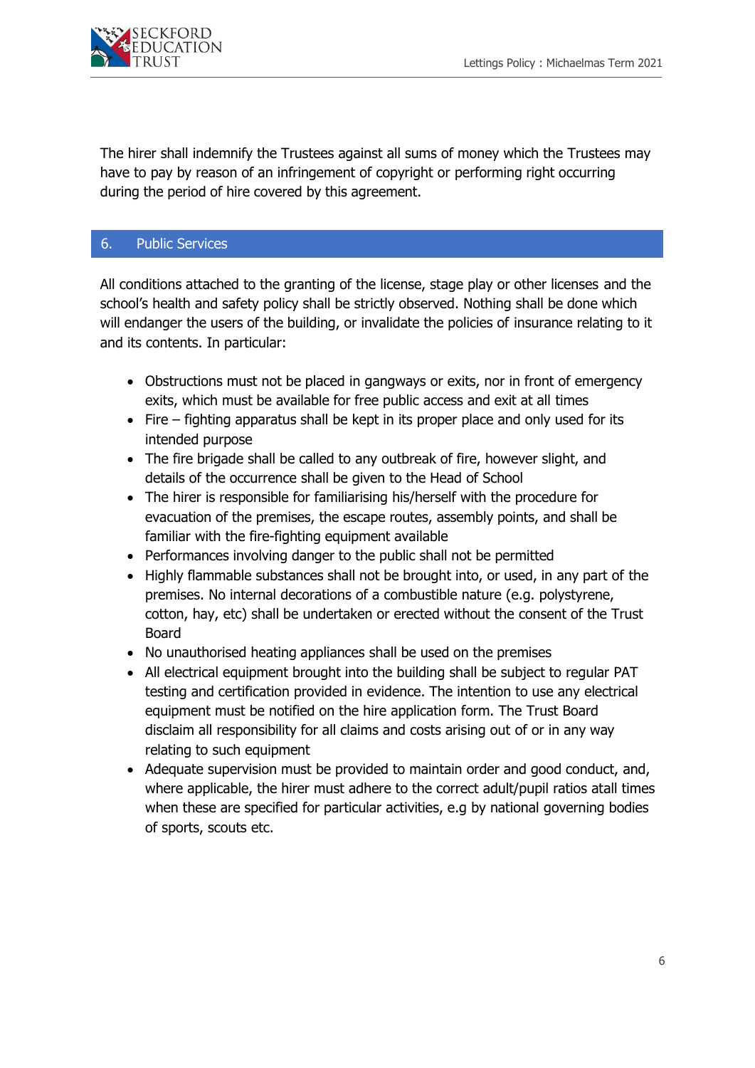The hirer shall indemnify the Trustees against all sums of money which the Trustees may have to pay by reason of an infringement of copyright or performing right occurring during the period of hire covered by this agreement.

## 6. Public Services

All conditions attached to the granting of the license, stage play or other licenses and the school's health and safety policy shall be strictly observed. Nothing shall be done which will endanger the users of the building, or invalidate the policies of insurance relating to it and its contents. In particular:

- Obstructions must not be placed in gangways or exits, nor in front of emergency exits, which must be available for free public access and exit at all times
- Fire – fighting apparatus shall be kept in its proper place and only used for its intended purpose
- The fire brigade shall be called to any outbreak of fire, however slight, and details of the occurrence shall be given to the Head of School
- The hirer is responsible for familiarising his/herself with the procedure for evacuation of the premises, the escape routes, assembly points, and shall be familiar with the fire-fighting equipment available
- Performances involving danger to the public shall not be permitted
- Highly flammable substances shall not be brought into, or used, in any part of the premises. No internal decorations of a combustible nature (e.g. polystyrene, cotton, hay, etc) shall be undertaken or erected without the consent of the Trust Board
- No unauthorised heating appliances shall be used on the premises
- All electrical equipment brought into the building shall be subject to regular PAT testing and certification provided in evidence. The intention to use any electrical equipment must be notified on the hire application form. The Trust Board disclaim all responsibility for all claims and costs arising out of or in any way relating to such equipment
- Adequate supervision must be provided to maintain order and good conduct, and, where applicable, the hirer must adhere to the correct adult/pupil ratios atall times when these are specified for particular activities, e.g by national governing bodies of sports, scouts etc.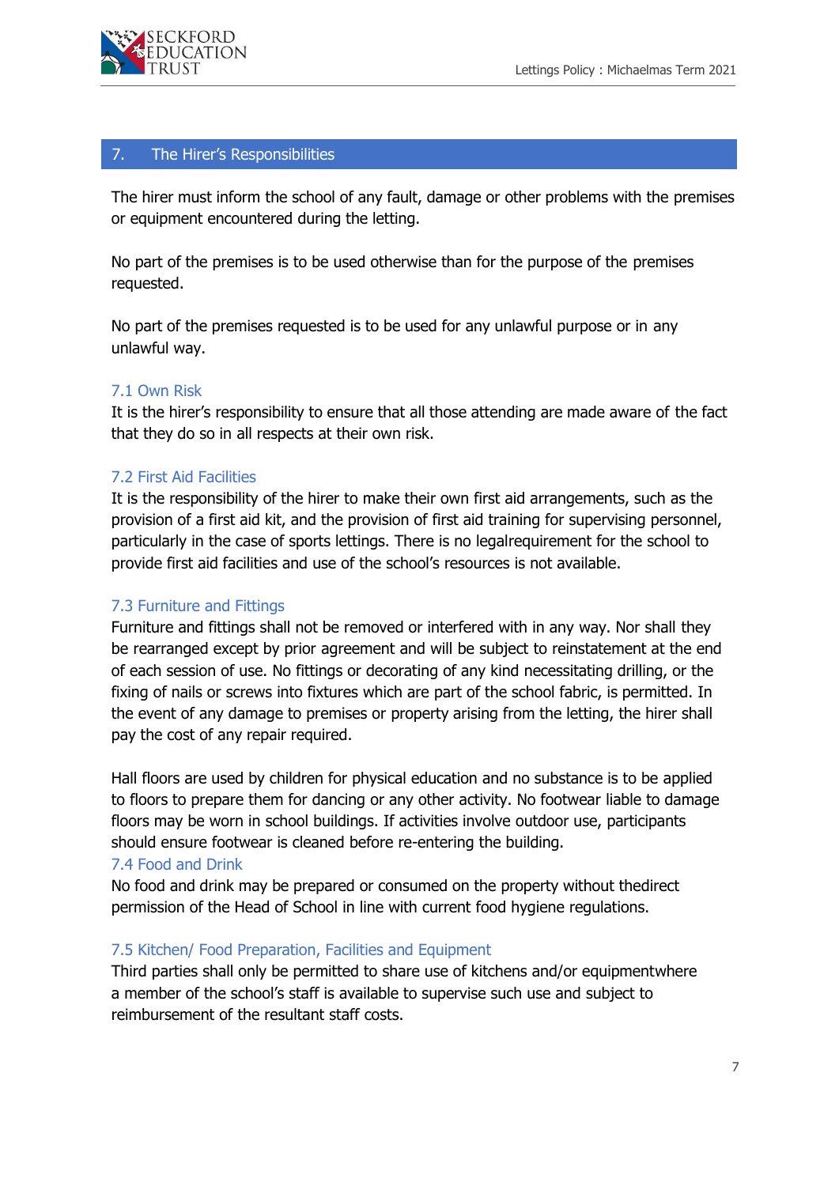## 7. The Hirer's Responsibilities

The hirer must inform the school of any fault, damage or other problems with the premises or equipment encountered during the letting.

No part of the premises is to be used otherwise than for the purpose of the premises requested.

No part of the premises requested is to be used for any unlawful purpose or in any unlawful way.

### 7.1 Own Risk

It is the hirer's responsibility to ensure that all those attending are made aware of the fact that they do so in all respects at their own risk.

### 7.2 First Aid Facilities

It is the responsibility of the hirer to make their own first aid arrangements, such as the provision of a first aid kit, and the provision of first aid training for supervising personnel, particularly in the case of sports lettings. There is no legalrequirement for the school to provide first aid facilities and use of the school's resources is not available.

### 7.3 Furniture and Fittings

Furniture and fittings shall not be removed or interfered with in any way. Nor shall they be rearranged except by prior agreement and will be subject to reinstatement at the end of each session of use. No fittings or decorating of any kind necessitating drilling, or the fixing of nails or screws into fixtures which are part of the school fabric, is permitted. In the event of any damage to premises or property arising from the letting, the hirer shall pay the cost of any repair required.

Hall floors are used by children for physical education and no substance is to be applied to floors to prepare them for dancing or any other activity. No footwear liable to damage floors may be worn in school buildings. If activities involve outdoor use, participants should ensure footwear is cleaned before re-entering the building.

### 7.4 Food and Drink

No food and drink may be prepared or consumed on the property without thedirect permission of the Head of School in line with current food hygiene regulations.

### 7.5 Kitchen/ Food Preparation, Facilities and Equipment

Third parties shall only be permitted to share use of kitchens and/or equipmentwhere a member of the school's staff is available to supervise such use and subject to reimbursement of the resultant staff costs.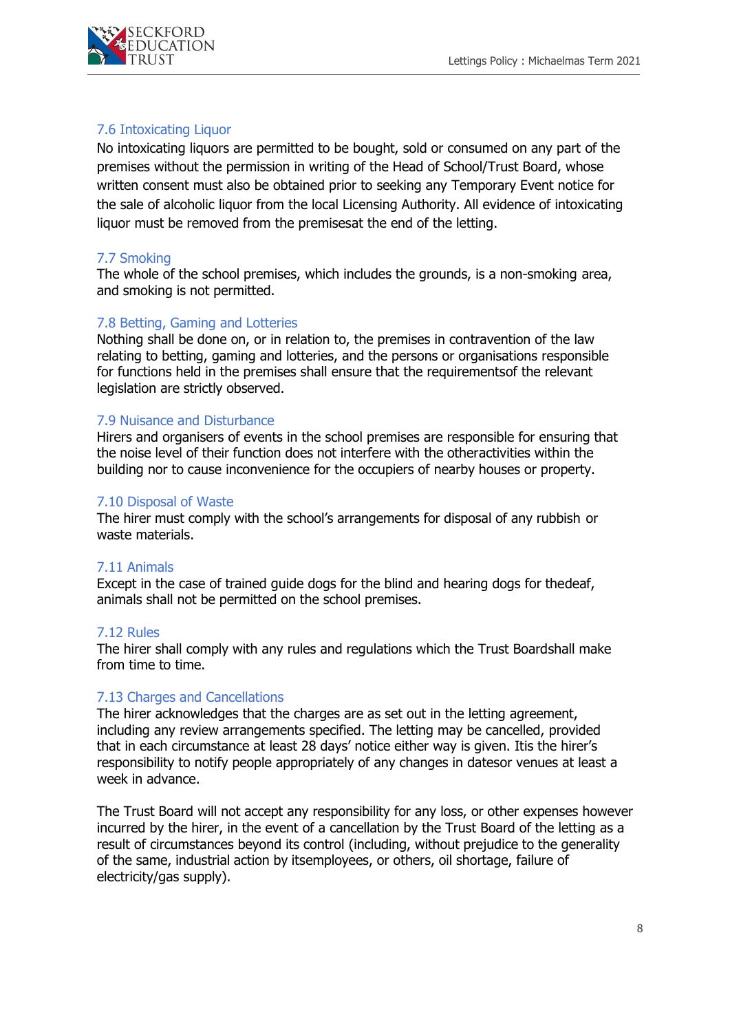### 7.6 Intoxicating Liquor

No intoxicating liquors are permitted to be bought, sold or consumed on any part of the premises without the permission in writing of the Head of School/Trust Board, whose written consent must also be obtained prior to seeking any Temporary Event notice for the sale of alcoholic liquor from the local Licensing Authority. All evidence of intoxicating liquor must be removed from the premisesat the end of the letting.

### 7.7 Smoking

The whole of the school premises, which includes the grounds, is a non-smoking area, and smoking is not permitted.

### 7.8 Betting, Gaming and Lotteries

Nothing shall be done on, or in relation to, the premises in contravention of the law relating to betting, gaming and lotteries, and the persons or organisations responsible for functions held in the premises shall ensure that the requirementsof the relevant legislation are strictly observed.

### 7.9 Nuisance and Disturbance

Hirers and organisers of events in the school premises are responsible for ensuring that the noise level of their function does not interfere with the otheractivities within the building nor to cause inconvenience for the occupiers of nearby houses or property.

### 7.10 Disposal of Waste

The hirer must comply with the school's arrangements for disposal of any rubbish or waste materials.

### 7.11 Animals

Except in the case of trained guide dogs for the blind and hearing dogs for thedeaf, animals shall not be permitted on the school premises.

### 7.12 Rules

The hirer shall comply with any rules and regulations which the Trust Boardshall make from time to time.

### 7.13 Charges and Cancellations

The hirer acknowledges that the charges are as set out in the letting agreement, including any review arrangements specified. The letting may be cancelled, provided that in each circumstance at least 28 days' notice either way is given. Itis the hirer's responsibility to notify people appropriately of any changes in datesor venues at least a week in advance.

The Trust Board will not accept any responsibility for any loss, or other expenses however incurred by the hirer, in the event of a cancellation by the Trust Board of the letting as a result of circumstances beyond its control (including, without prejudice to the generality of the same, industrial action by itsemployees, or others, oil shortage, failure of electricity/gas supply).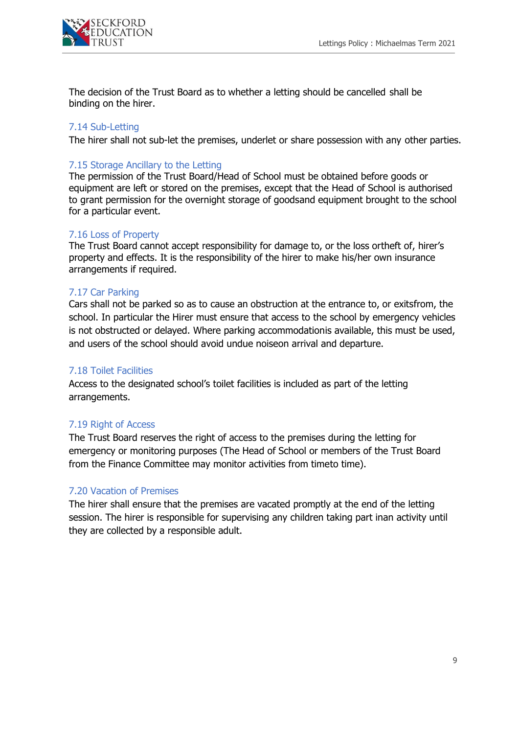The decision of the Trust Board as to whether a letting should be cancelled shall be binding on the hirer.

### 7.14 Sub-Letting

The hirer shall not sub-let the premises, underlet or share possession with any other parties.

### 7.15 Storage Ancillary to the Letting

The permission of the Trust Board/Head of School must be obtained before goods or equipment are left or stored on the premises, except that the Head of School is authorised to grant permission for the overnight storage of goodsand equipment brought to the school for a particular event.

### 7.16 Loss of Property

The Trust Board cannot accept responsibility for damage to, or the loss ortheft of, hirer's property and effects. It is the responsibility of the hirer to make his/her own insurance arrangements if required.

### 7.17 Car Parking

Cars shall not be parked so as to cause an obstruction at the entrance to, or exitsfrom, the school. In particular the Hirer must ensure that access to the school by emergency vehicles is not obstructed or delayed. Where parking accommodationis available, this must be used, and users of the school should avoid undue noiseon arrival and departure.

### 7.18 Toilet Facilities

Access to the designated school's toilet facilities is included as part of the letting arrangements.

### 7.19 Right of Access

The Trust Board reserves the right of access to the premises during the letting for emergency or monitoring purposes (The Head of School or members of the Trust Board from the Finance Committee may monitor activities from timeto time).

### 7.20 Vacation of Premises

The hirer shall ensure that the premises are vacated promptly at the end of the letting session. The hirer is responsible for supervising any children taking part inan activity until they are collected by a responsible adult.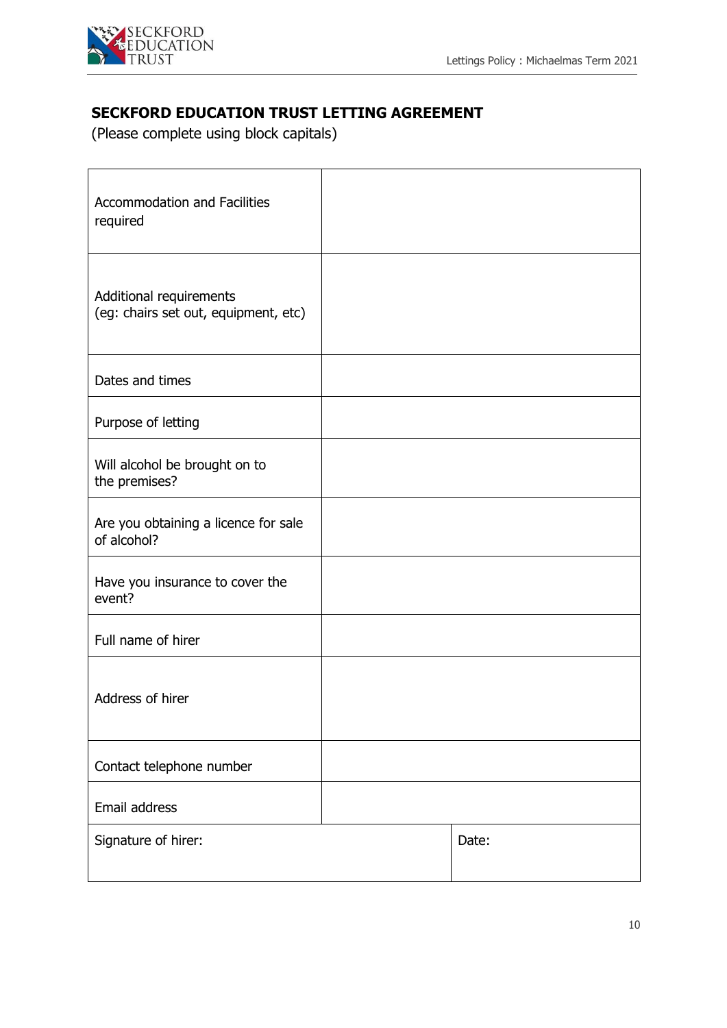## SECKFORD EDUCATION TRUST LETTING AGREEMENT

(Please complete using block capitals)

| | |
|---|---|
| Accommodation and Facilities required | |
| Additional requirements (eg: chairs set out, equipment, etc) | |
| Dates and times | |
| Purpose of letting | |
| Will alcohol be brought on to the premises? | |
| Are you obtaining a licence for sale of alcohol? | |
| Have you insurance to cover the event? | |
| Full name of hirer | |
| Address of hirer | |
| Contact telephone number | |
| Email address | |
| Signature of hirer: | Date: |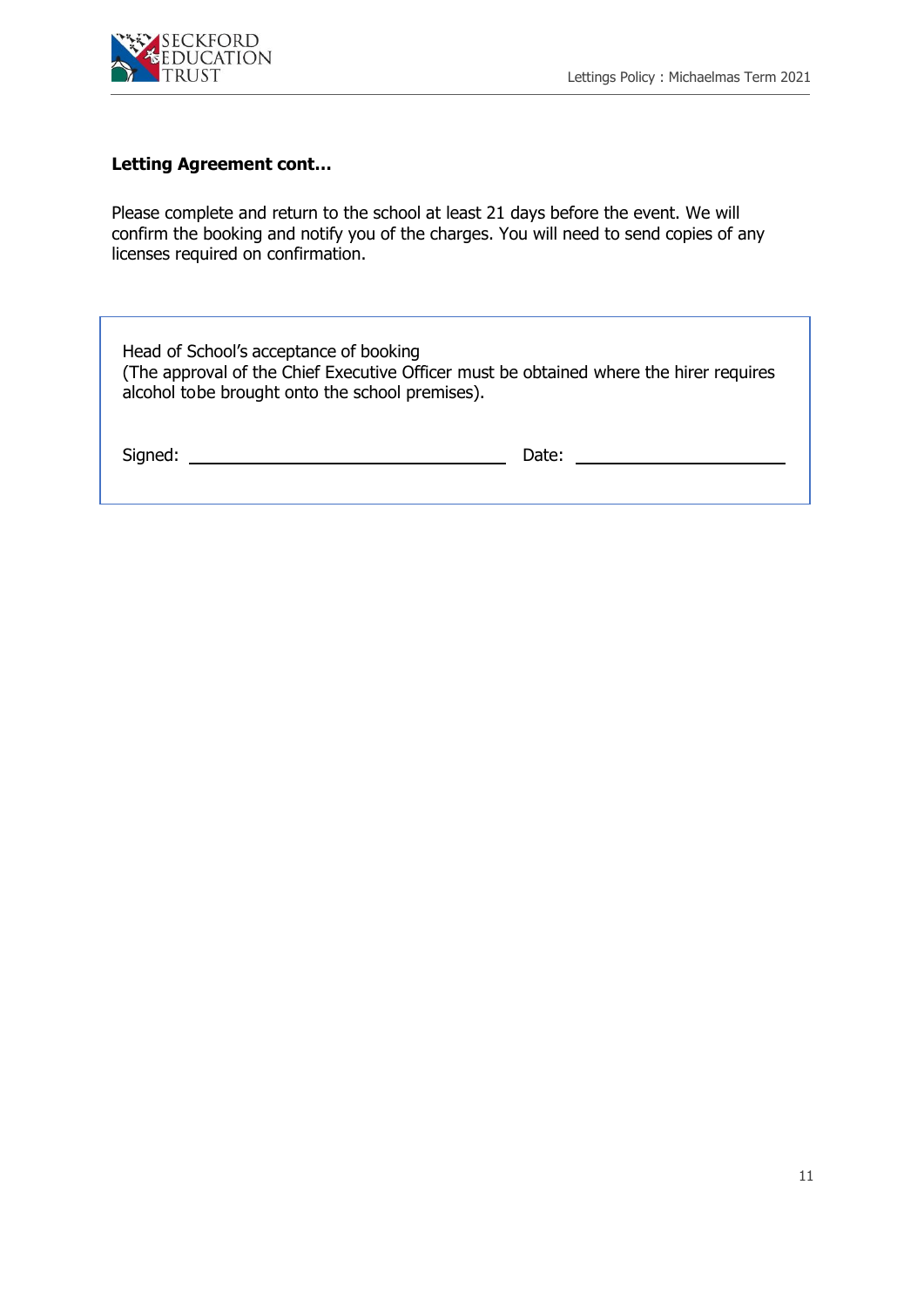**Letting Agreement cont…**

Please complete and return to the school at least 21 days before the event. We will confirm the booking and notify you of the charges. You will need to send copies of any licenses required on confirmation.

Head of School's acceptance of booking
(The approval of the Chief Executive Officer must be obtained where the hirer requires alcohol tobe brought onto the school premises).

Signed: ______________________________ Date: ____________________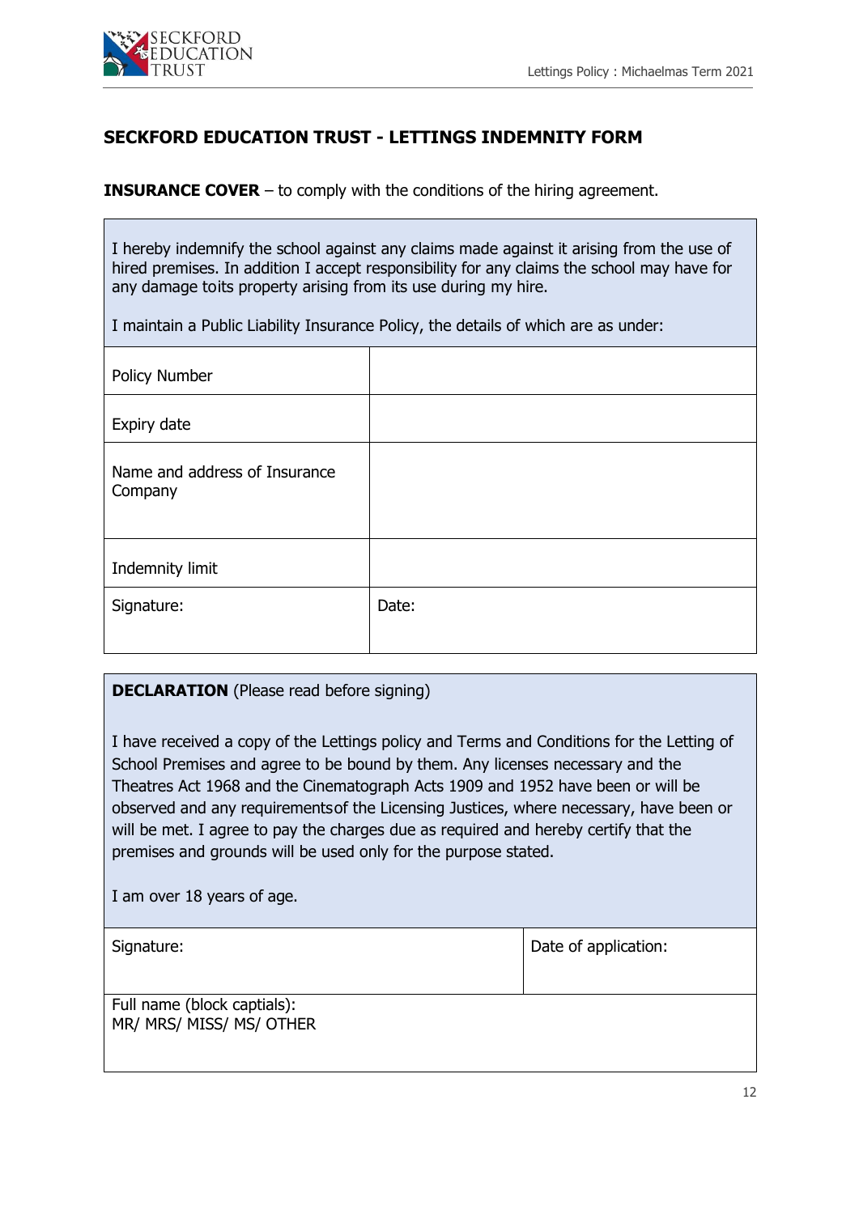## SECKFORD EDUCATION TRUST - LETTINGS INDEMNITY FORM

**INSURANCE COVER** – to comply with the conditions of the hiring agreement.

I hereby indemnify the school against any claims made against it arising from the use of hired premises. In addition I accept responsibility for any claims the school may have for any damage toits property arising from its use during my hire.

I maintain a Public Liability Insurance Policy, the details of which are as under:

| | |
|---|---|
| Policy Number | |
| Expiry date | |
| Name and address of Insurance Company | |
| Indemnity limit | |
| Signature: | Date: |

**DECLARATION** (Please read before signing)

I have received a copy of the Lettings policy and Terms and Conditions for the Letting of School Premises and agree to be bound by them. Any licenses necessary and the Theatres Act 1968 and the Cinematograph Acts 1909 and 1952 have been or will be observed and any requirementsof the Licensing Justices, where necessary, have been or will be met. I agree to pay the charges due as required and hereby certify that the premises and grounds will be used only for the purpose stated.

I am over 18 years of age.

| | |
|---|---|
| Signature: | Date of application: |
| Full name (block captials):<br>MR/ MRS/ MISS/ MS/ OTHER | |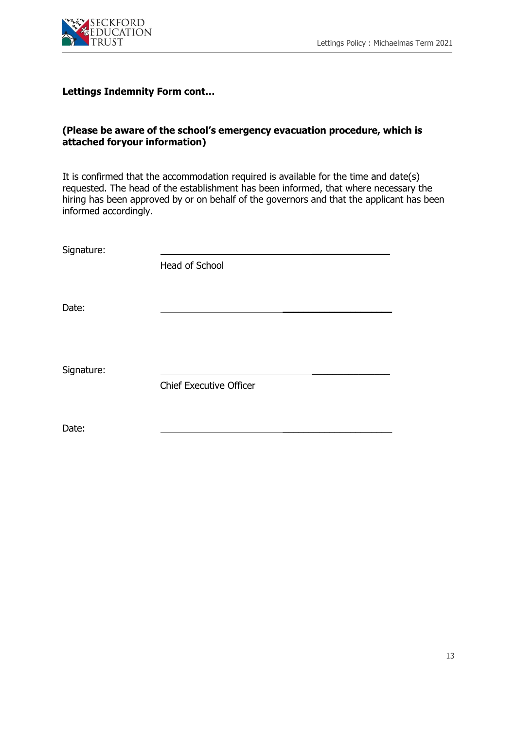**Lettings Indemnity Form cont…**

**(Please be aware of the school's emergency evacuation procedure, which is attached foryour information)**

It is confirmed that the accommodation required is available for the time and date(s) requested. The head of the establishment has been informed, that where necessary the hiring has been approved by or on behalf of the governors and that the applicant has been informed accordingly.

Signature: ______________________________

Head of School

Date: ______________________________

Signature: ______________________________

Chief Executive Officer

Date: ______________________________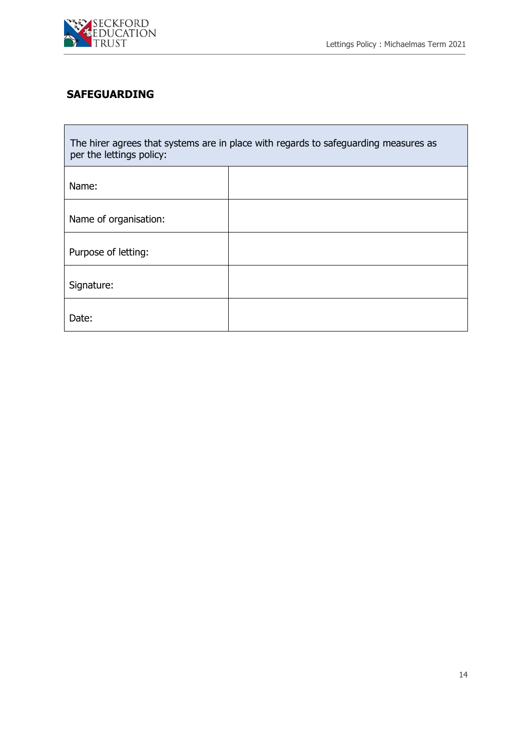## SAFEGUARDING

| The hirer agrees that systems are in place with regards to safeguarding measures as per the lettings policy: | |
|---|---|
| Name: | |
| Name of organisation: | |
| Purpose of letting: | |
| Signature: | |
| Date: | |